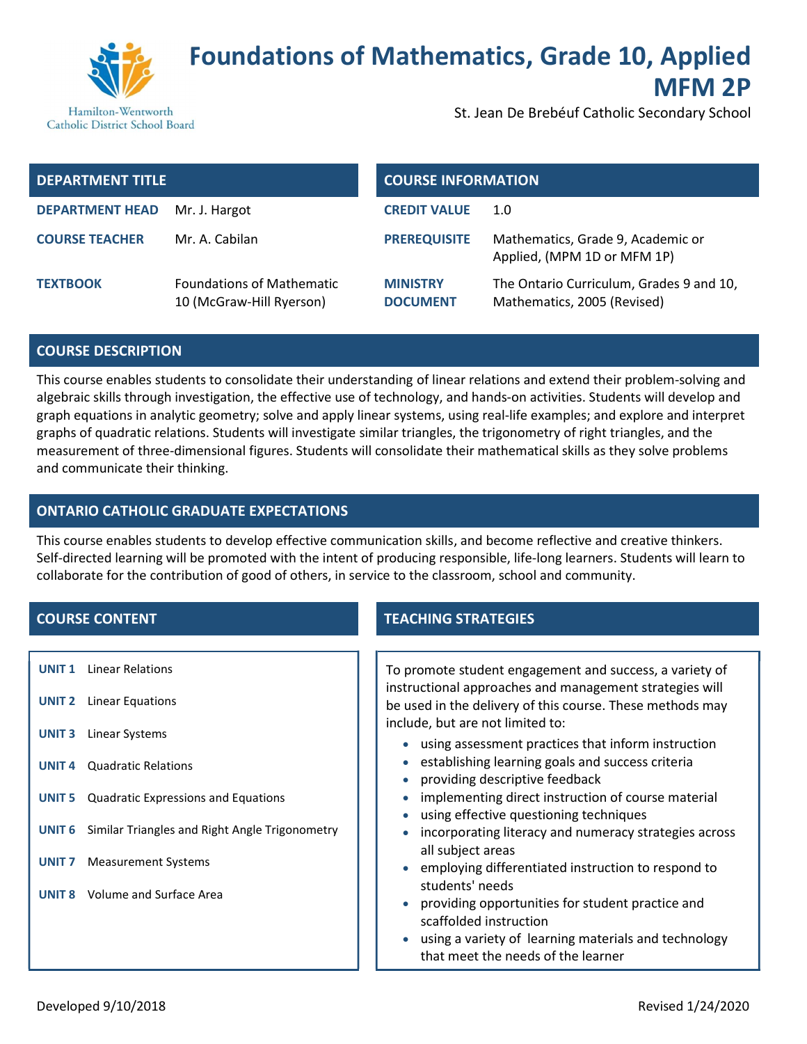Hamilton-Wentworth Catholic District School Board

# Foundations of Mathematics, Grade 10, Applied MFM 2P

St. Jean De Brebéuf Catholic Secondary School

| DEPARTMENT TITLE | |
|---|---|
| **DEPARTMENT HEAD** | Mr. J. Hargot |
| **COURSE TEACHER** | Mr. A. Cabilan |
| **TEXTBOOK** | Foundations of Mathematic 10 (McGraw-Hill Ryerson) |

| COURSE INFORMATION | |
|---|---|
| **CREDIT VALUE** | 1.0 |
| **PREREQUISITE** | Mathematics, Grade 9, Academic or Applied, (MPM 1D or MFM 1P) |
| **MINISTRY DOCUMENT** | The Ontario Curriculum, Grades 9 and 10, Mathematics, 2005 (Revised) |

## COURSE DESCRIPTION

This course enables students to consolidate their understanding of linear relations and extend their problem-solving and algebraic skills through investigation, the effective use of technology, and hands-on activities. Students will develop and graph equations in analytic geometry; solve and apply linear systems, using real-life examples; and explore and interpret graphs of quadratic relations. Students will investigate similar triangles, the trigonometry of right triangles, and the measurement of three-dimensional figures. Students will consolidate their mathematical skills as they solve problems and communicate their thinking.

## ONTARIO CATHOLIC GRADUATE EXPECTATIONS

This course enables students to develop effective communication skills, and become reflective and creative thinkers. Self-directed learning will be promoted with the intent of producing responsible, life-long learners. Students will learn to collaborate for the contribution of good of others, in service to the classroom, school and community.

## COURSE CONTENT

- **UNIT 1** Linear Relations
- **UNIT 2** Linear Equations
- **UNIT 3** Linear Systems
- **UNIT 4** Quadratic Relations
- **UNIT 5** Quadratic Expressions and Equations
- **UNIT 6** Similar Triangles and Right Angle Trigonometry
- **UNIT 7** Measurement Systems
- **UNIT 8** Volume and Surface Area

## TEACHING STRATEGIES

To promote student engagement and success, a variety of instructional approaches and management strategies will be used in the delivery of this course. These methods may include, but are not limited to:

- using assessment practices that inform instruction
- establishing learning goals and success criteria
- providing descriptive feedback
- implementing direct instruction of course material
- using effective questioning techniques
- incorporating literacy and numeracy strategies across all subject areas
- employing differentiated instruction to respond to students' needs
- providing opportunities for student practice and scaffolded instruction
- using a variety of learning materials and technology that meet the needs of the learner

Developed 9/10/2018 Revised 1/24/2020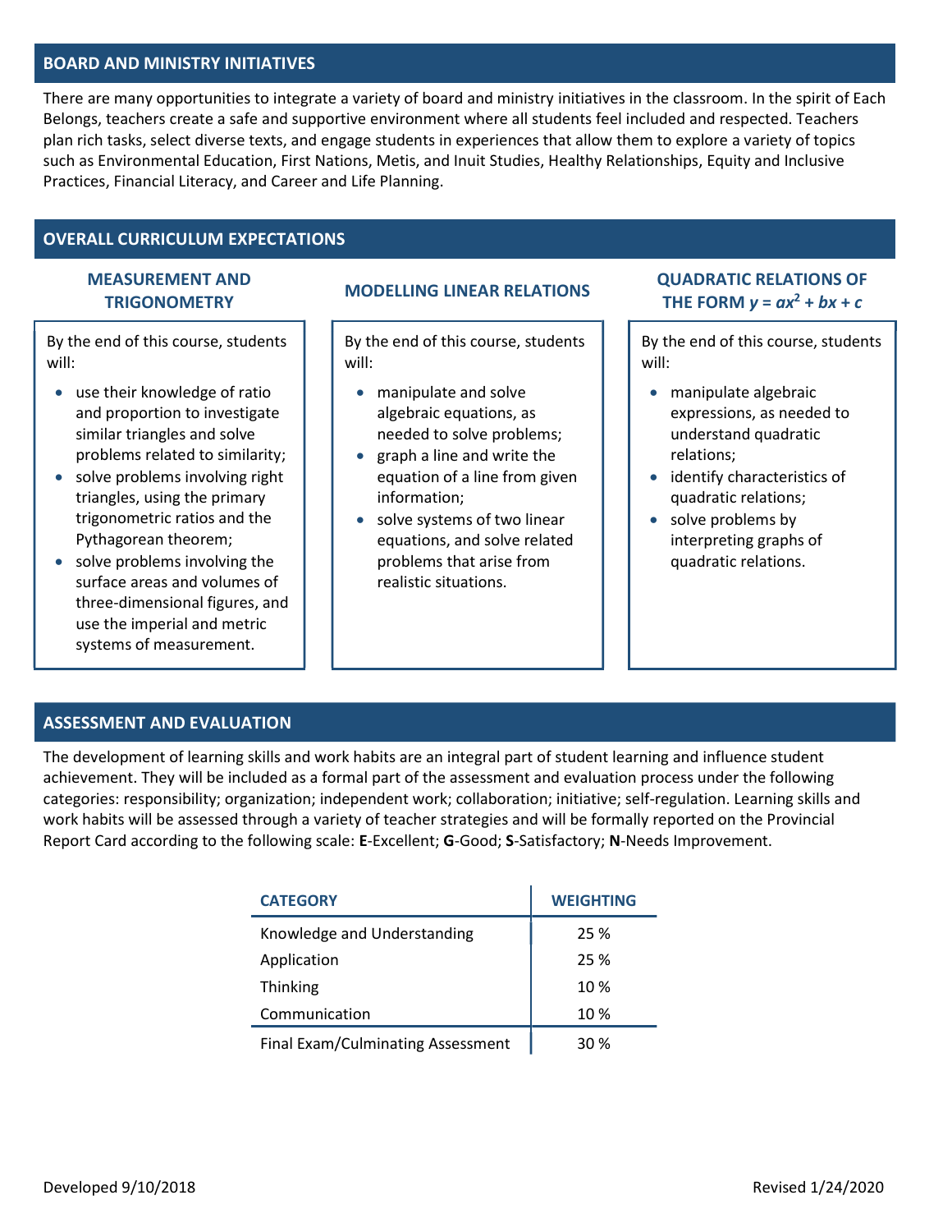## BOARD AND MINISTRY INITIATIVES

There are many opportunities to integrate a variety of board and ministry initiatives in the classroom. In the spirit of Each Belongs, teachers create a safe and supportive environment where all students feel included and respected. Teachers plan rich tasks, select diverse texts, and engage students in experiences that allow them to explore a variety of topics such as Environmental Education, First Nations, Metis, and Inuit Studies, Healthy Relationships, Equity and Inclusive Practices, Financial Literacy, and Career and Life Planning.

## OVERALL CURRICULUM EXPECTATIONS

### MEASUREMENT AND TRIGONOMETRY

By the end of this course, students will:

- use their knowledge of ratio and proportion to investigate similar triangles and solve problems related to similarity;
- solve problems involving right triangles, using the primary trigonometric ratios and the Pythagorean theorem;
- solve problems involving the surface areas and volumes of three-dimensional figures, and use the imperial and metric systems of measurement.

### MODELLING LINEAR RELATIONS

By the end of this course, students will:

- manipulate and solve algebraic equations, as needed to solve problems;
- graph a line and write the equation of a line from given information;
- solve systems of two linear equations, and solve related problems that arise from realistic situations.

### QUADRATIC RELATIONS OF THE FORM $y = ax^2 + bx + c$

By the end of this course, students will:

- manipulate algebraic expressions, as needed to understand quadratic relations;
- identify characteristics of quadratic relations;
- solve problems by interpreting graphs of quadratic relations.

## ASSESSMENT AND EVALUATION

The development of learning skills and work habits are an integral part of student learning and influence student achievement. They will be included as a formal part of the assessment and evaluation process under the following categories: responsibility; organization; independent work; collaboration; initiative; self-regulation. Learning skills and work habits will be assessed through a variety of teacher strategies and will be formally reported on the Provincial Report Card according to the following scale: **E**-Excellent; **G**-Good; **S**-Satisfactory; **N**-Needs Improvement.

| CATEGORY | WEIGHTING |
|---|---|
| Knowledge and Understanding | 25 % |
| Application | 25 % |
| Thinking | 10 % |
| Communication | 10 % |
| Final Exam/Culminating Assessment | 30 % |

Developed 9/10/2018

Revised 1/24/2020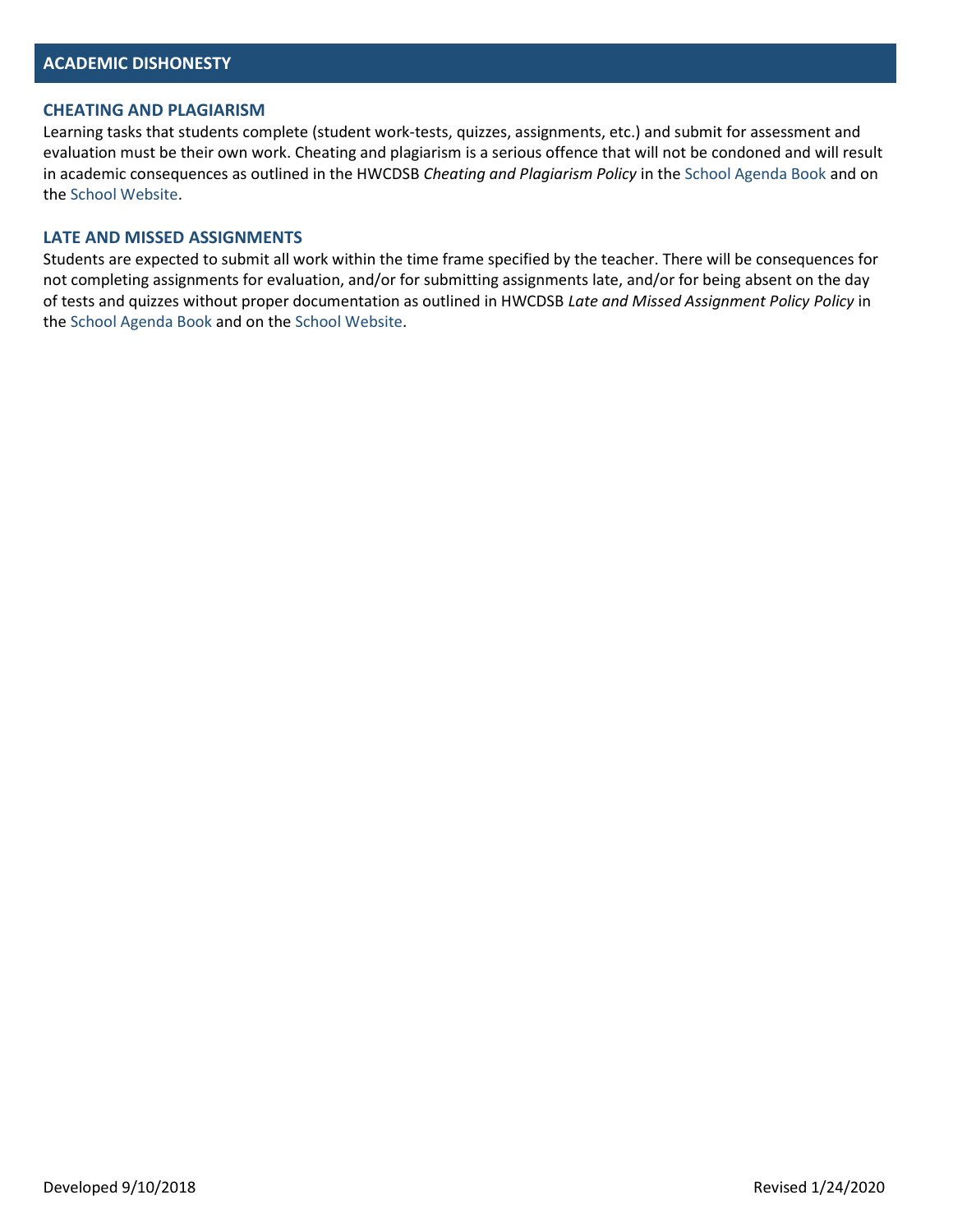## ACADEMIC DISHONESTY

### CHEATING AND PLAGIARISM

Learning tasks that students complete (student work-tests, quizzes, assignments, etc.) and submit for assessment and evaluation must be their own work. Cheating and plagiarism is a serious offence that will not be condoned and will result in academic consequences as outlined in the HWCDSB *Cheating and Plagiarism Policy* in the School Agenda Book and on the School Website.

### LATE AND MISSED ASSIGNMENTS

Students are expected to submit all work within the time frame specified by the teacher. There will be consequences for not completing assignments for evaluation, and/or for submitting assignments late, and/or for being absent on the day of tests and quizzes without proper documentation as outlined in HWCDSB *Late and Missed Assignment Policy Policy* in the School Agenda Book and on the School Website.

Developed 9/10/2018 Revised 1/24/2020